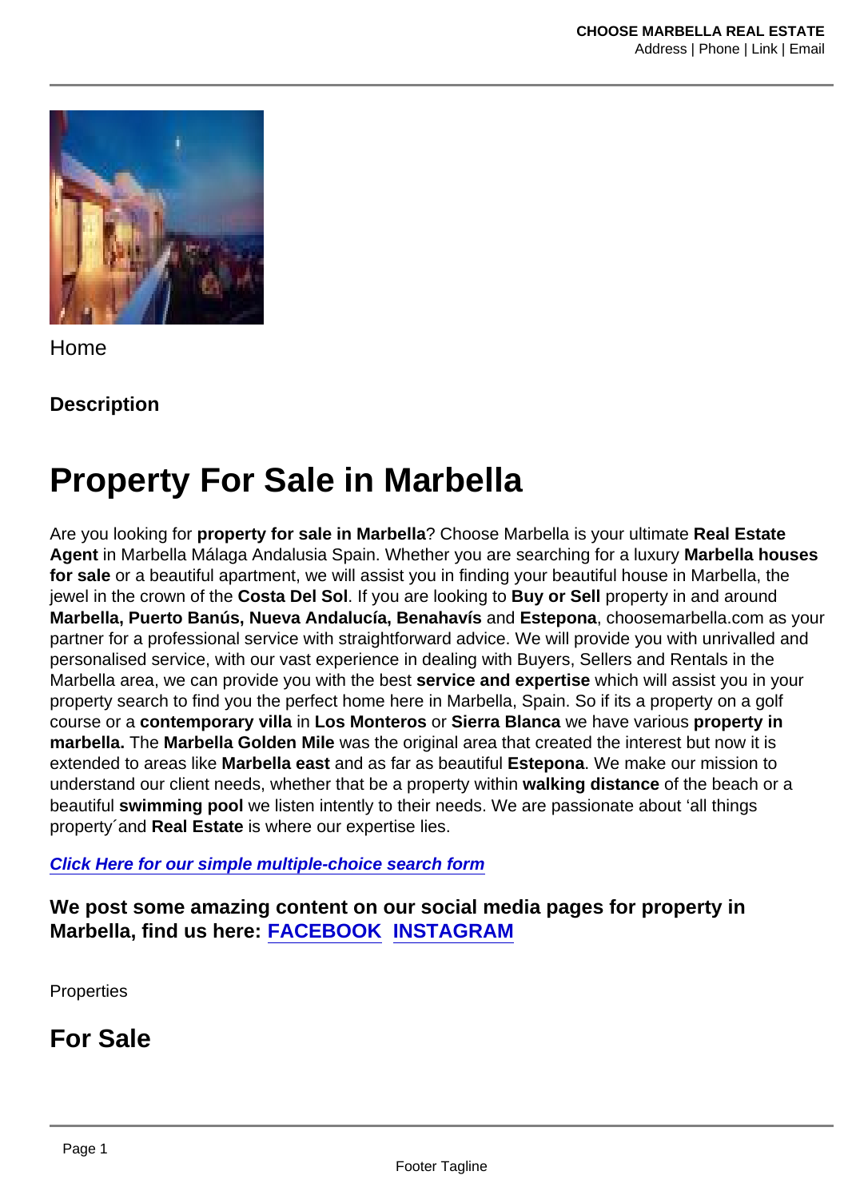Home

**Description**

# Property For Sale in Marbella

Are you looking for **property for sale in Marbella**? Choose Marbella is your ultimate **Real Estate Agent** in Marbella Málaga Andalusia Spain. Whether you are searching for a luxury **Marbella houses for sale** or a beautiful apartment, we will assist you in finding your beautiful house in Marbella, the jewel in the crown of the **Costa Del Sol**. If you are looking to **Buy or Sell** property in and around **Marbella, Puerto Banús, Nueva Andalucía, Benahavís** and **Estepona**, choosemarbella.com as your partner for a professional service with straightforward advice. We will provide you with unrivalled and personalised service, with our vast experience in dealing with Buyers, Sellers and Rentals in the Marbella area, we can provide you with the best **service and expertise** which will assist you in your property search to find you the perfect home here in Marbella, Spain. So if its a property on a golf course or a **contemporary villa** in **Los Monteros** or **Sierra Blanca** we have various **property in marbella.** The **Marbella Golden Mile** was the original area that created the interest but now it is extended to areas like **Marbella east** and as far as beautiful **Estepona**. We make our mission to understand our client needs, whether that be a property within **walking distance** of the beach or a beautiful **swimming pool** we listen intently to their needs. We are passionate about 'all things property´and **Real Estate** is where our expertise lies.

***Click Here for our simple multiple-choice search form***

### We post some amazing content on our social media pages for property in Marbella, find us here: FACEBOOK INSTAGRAM

Properties

## For Sale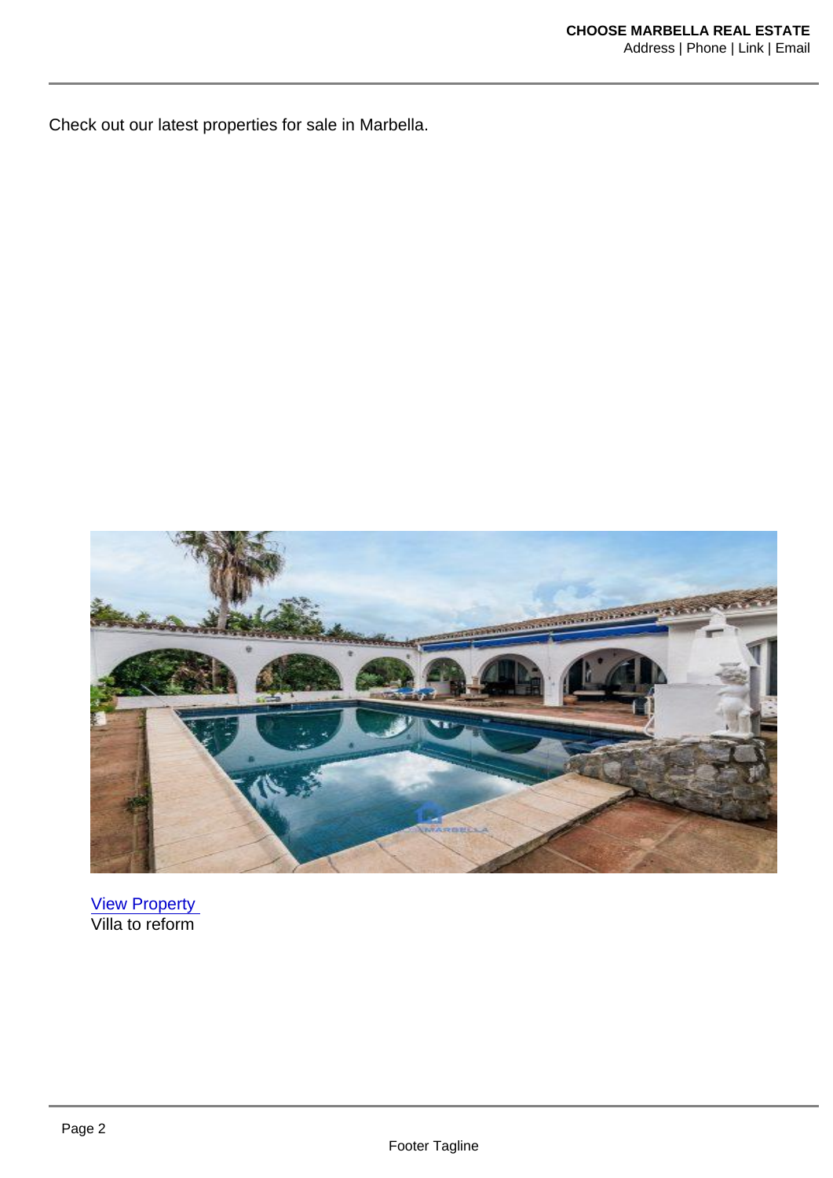Check out our latest properties for sale in Marbella.

[View Property](#)
Villa to reform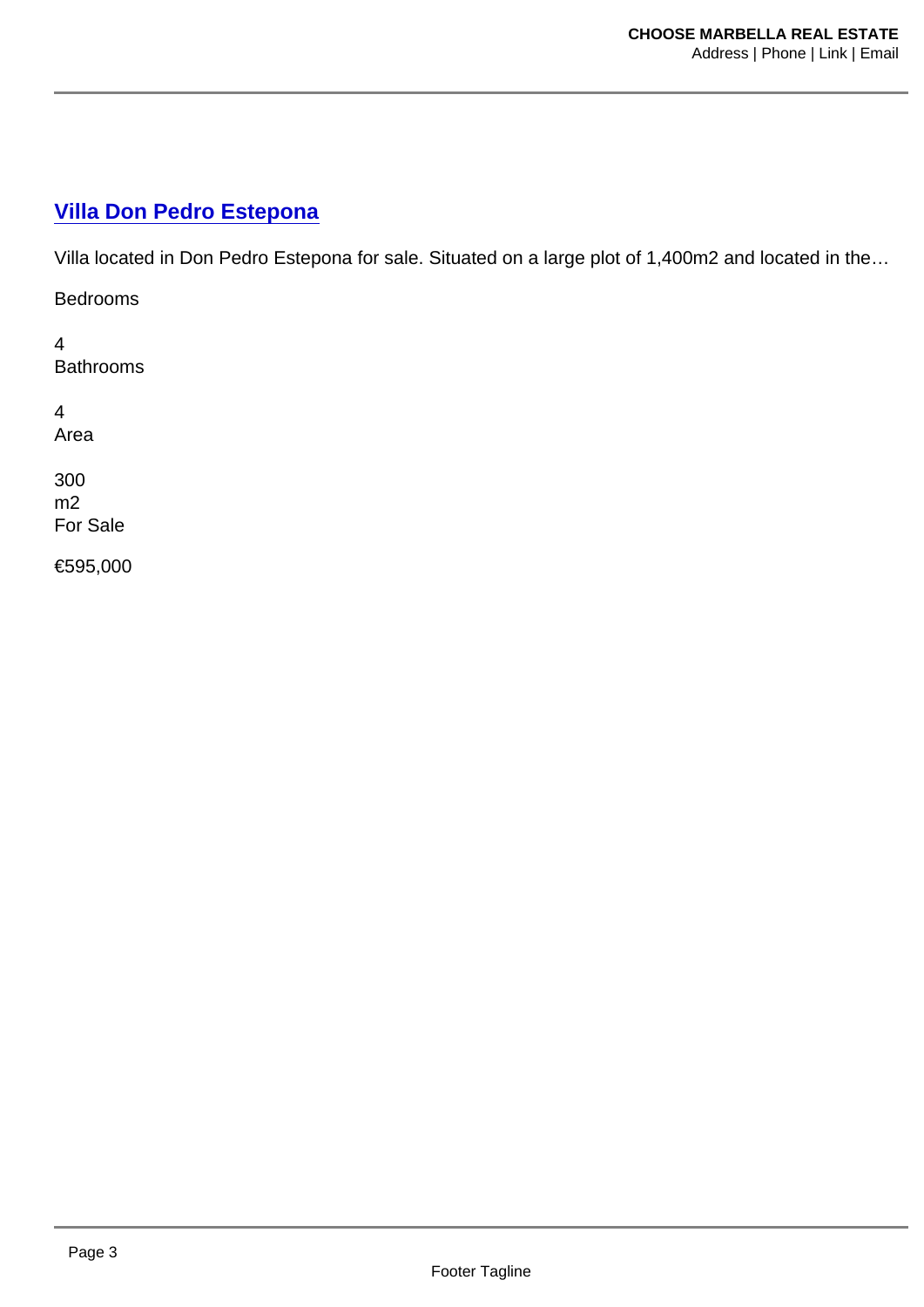## [Villa Don Pedro Estepona]

Villa located in Don Pedro Estepona for sale. Situated on a large plot of 1,400m2 and located in the…

Bedrooms

4
Bathrooms

4
Area

300
m2
For Sale

€595,000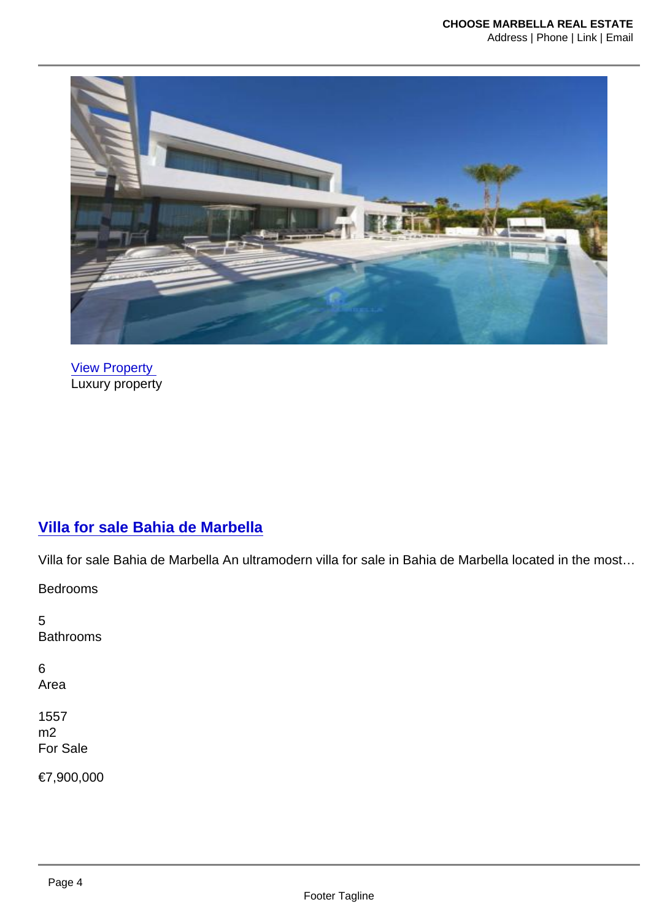[View Property](#)
Luxury property

## [Villa for sale Bahia de Marbella](#)

Villa for sale Bahia de Marbella An ultramodern villa for sale in Bahia de Marbella located in the most…

Bedrooms

5
Bathrooms

6
Area

1557
m2
For Sale

€7,900,000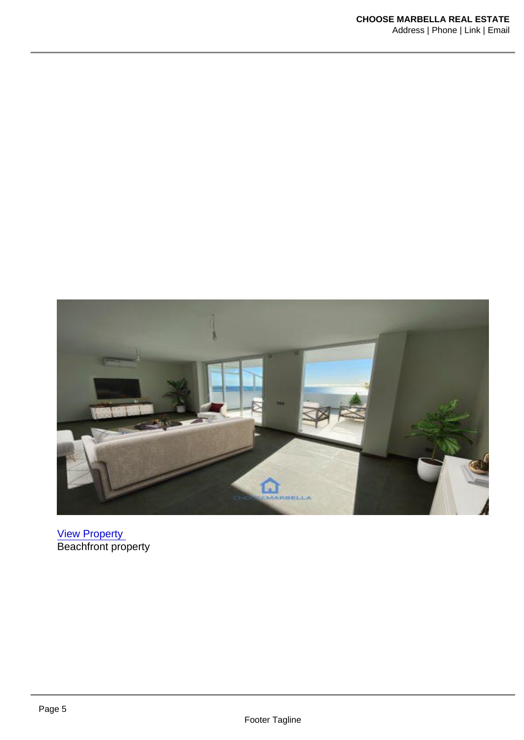[View Property ]()
Beachfront property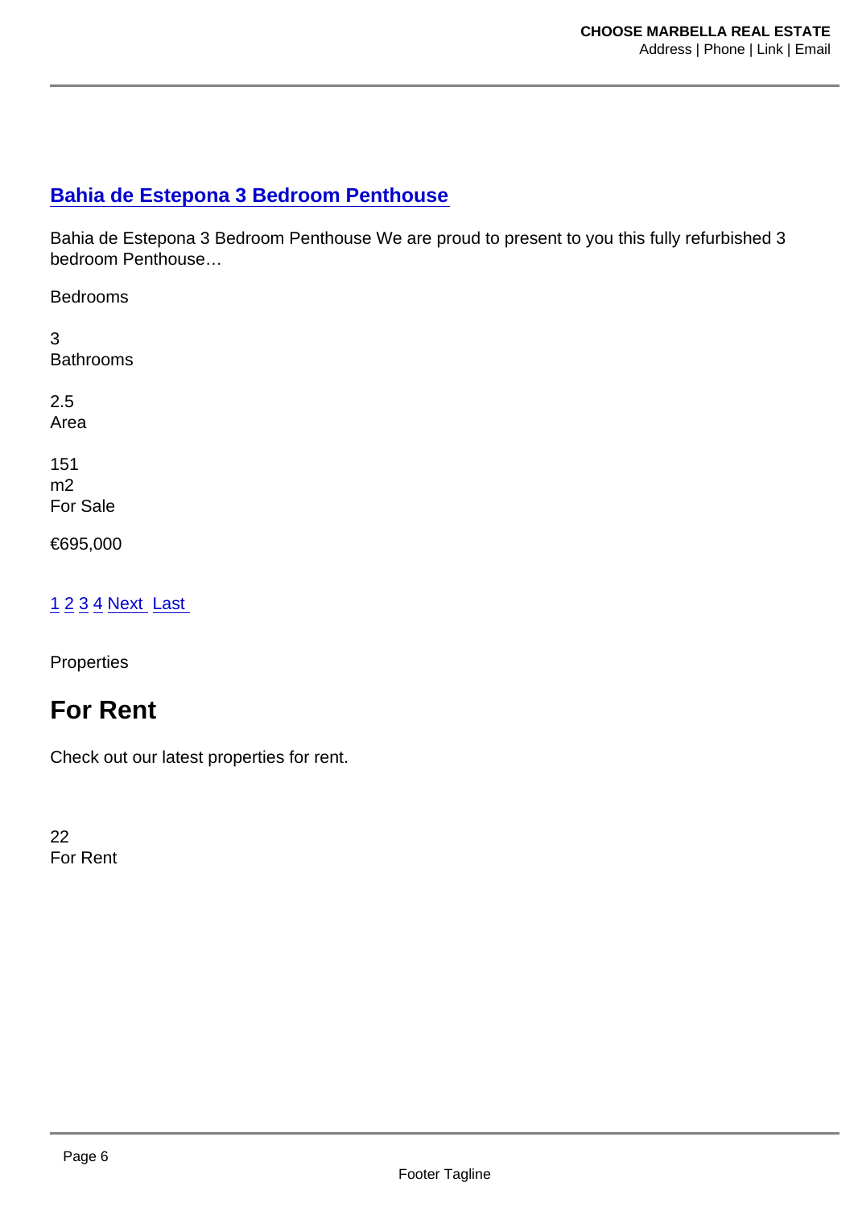## [Bahia de Estepona 3 Bedroom Penthouse]

Bahia de Estepona 3 Bedroom Penthouse We are proud to present to you this fully refurbished 3 bedroom Penthouse…

Bedrooms

3
Bathrooms

2.5
Area

151
m2
For Sale

€695,000

1 2 3 4 Next Last

Properties

# For Rent

Check out our latest properties for rent.

22
For Rent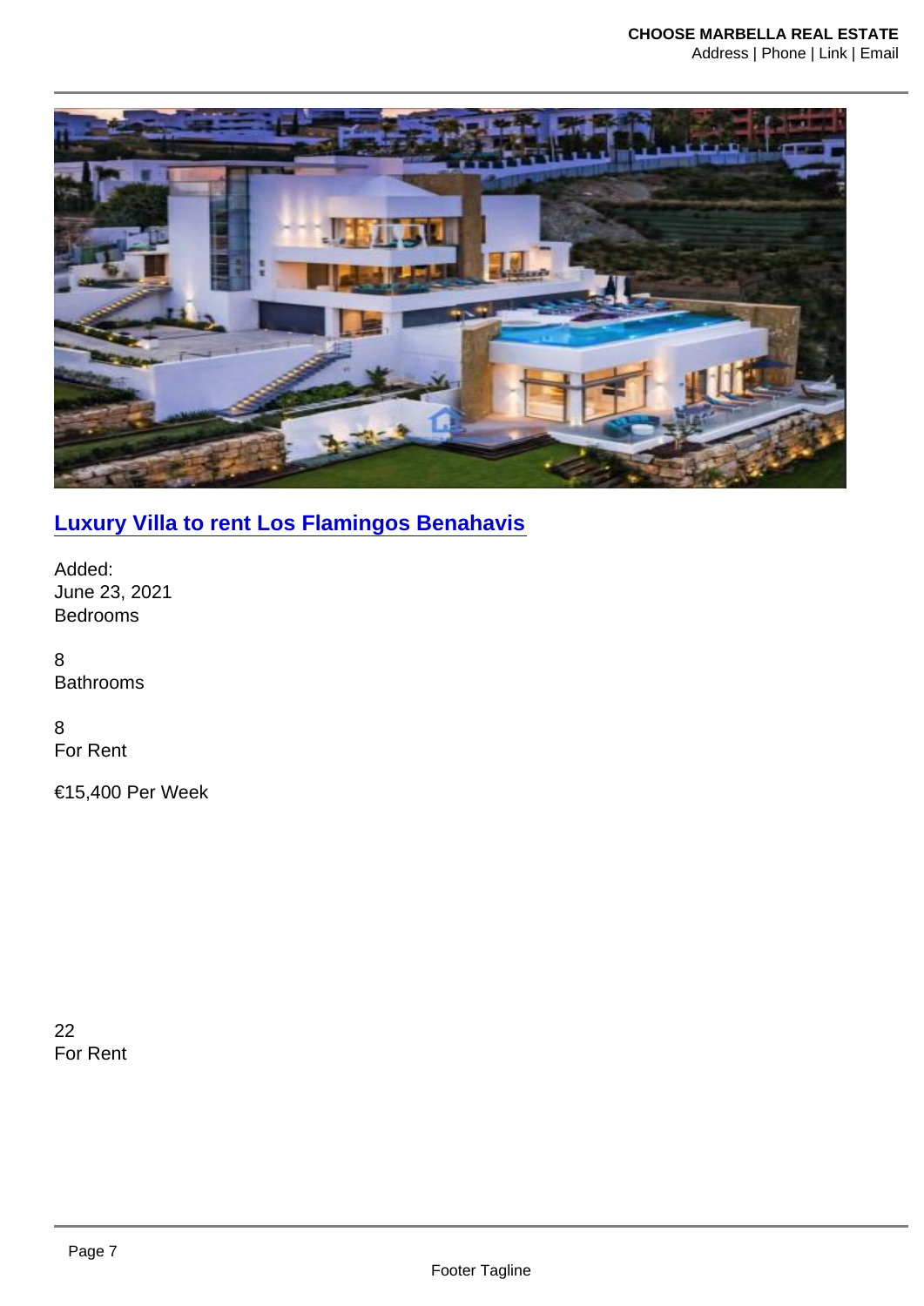## [Luxury Villa to rent Los Flamingos Benahavis]

Added:
June 23, 2021
Bedrooms

8
Bathrooms

8
For Rent

€15,400 Per Week

22
For Rent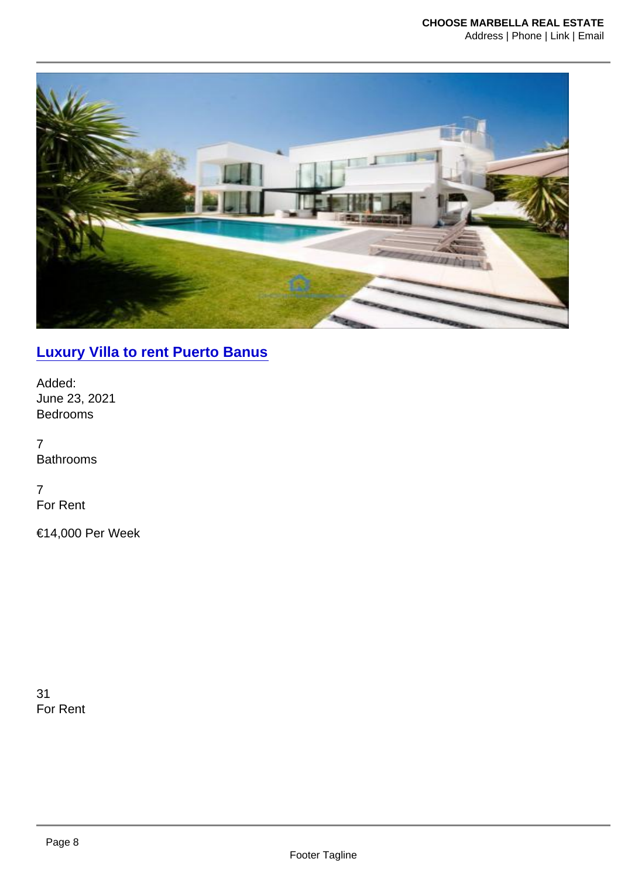## [Luxury Villa to rent Puerto Banus]

Added:
June 23, 2021
Bedrooms

7
Bathrooms

7
For Rent

€14,000 Per Week

31
For Rent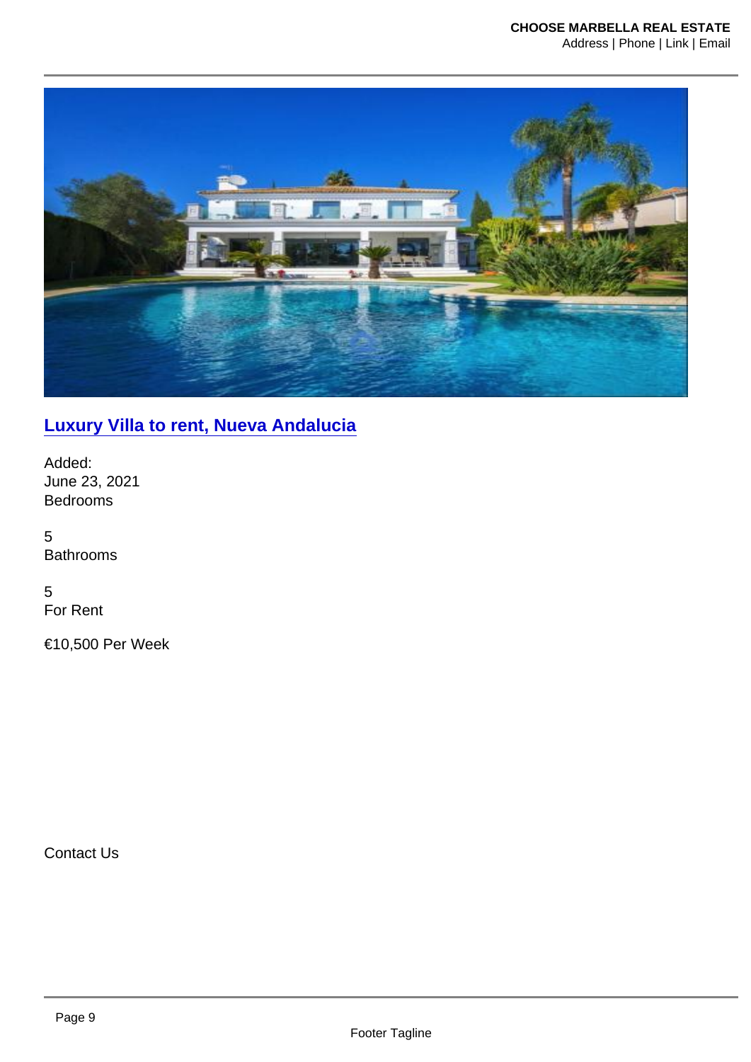## Luxury Villa to rent, Nueva Andalucia

Added:
June 23, 2021
Bedrooms

5
Bathrooms

5
For Rent

€10,500 Per Week

Contact Us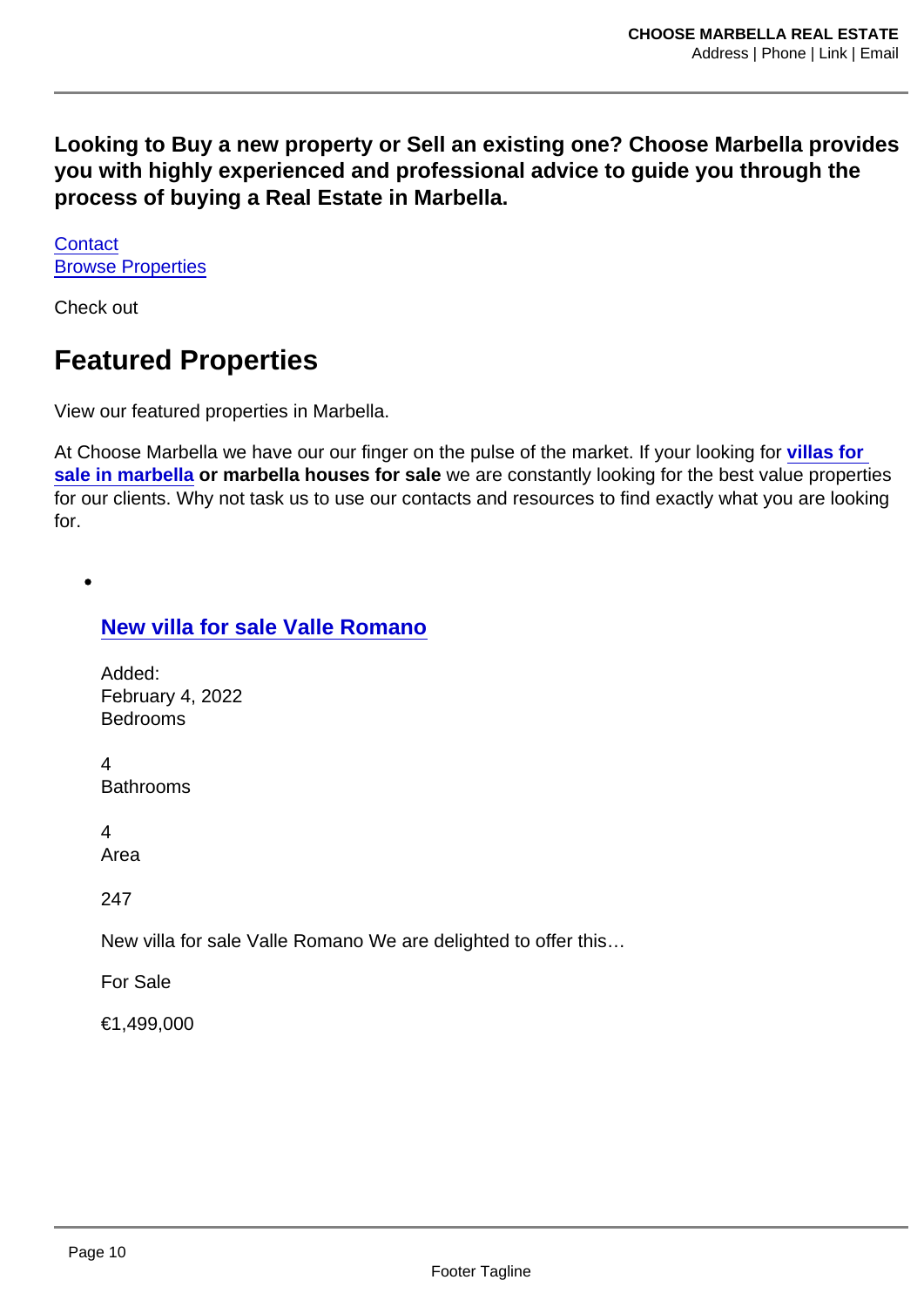**Looking to Buy a new property or Sell an existing one? Choose Marbella provides you with highly experienced and professional advice to guide you through the process of buying a Real Estate in Marbella.**

[Contact](#)
[Browse Properties](#)

Check out

## Featured Properties

View our featured properties in Marbella.

At Choose Marbella we have our our finger on the pulse of the market. If your looking for **villas for sale in marbella** **or marbella houses for sale** we are constantly looking for the best value properties for our clients. Why not task us to use our contacts and resources to find exactly what you are looking for.

- ### New villa for sale Valle Romano

  Added:
  February 4, 2022
  Bedrooms

  4
  Bathrooms

  4
  Area

  247

  New villa for sale Valle Romano We are delighted to offer this…

  For Sale

  €1,499,000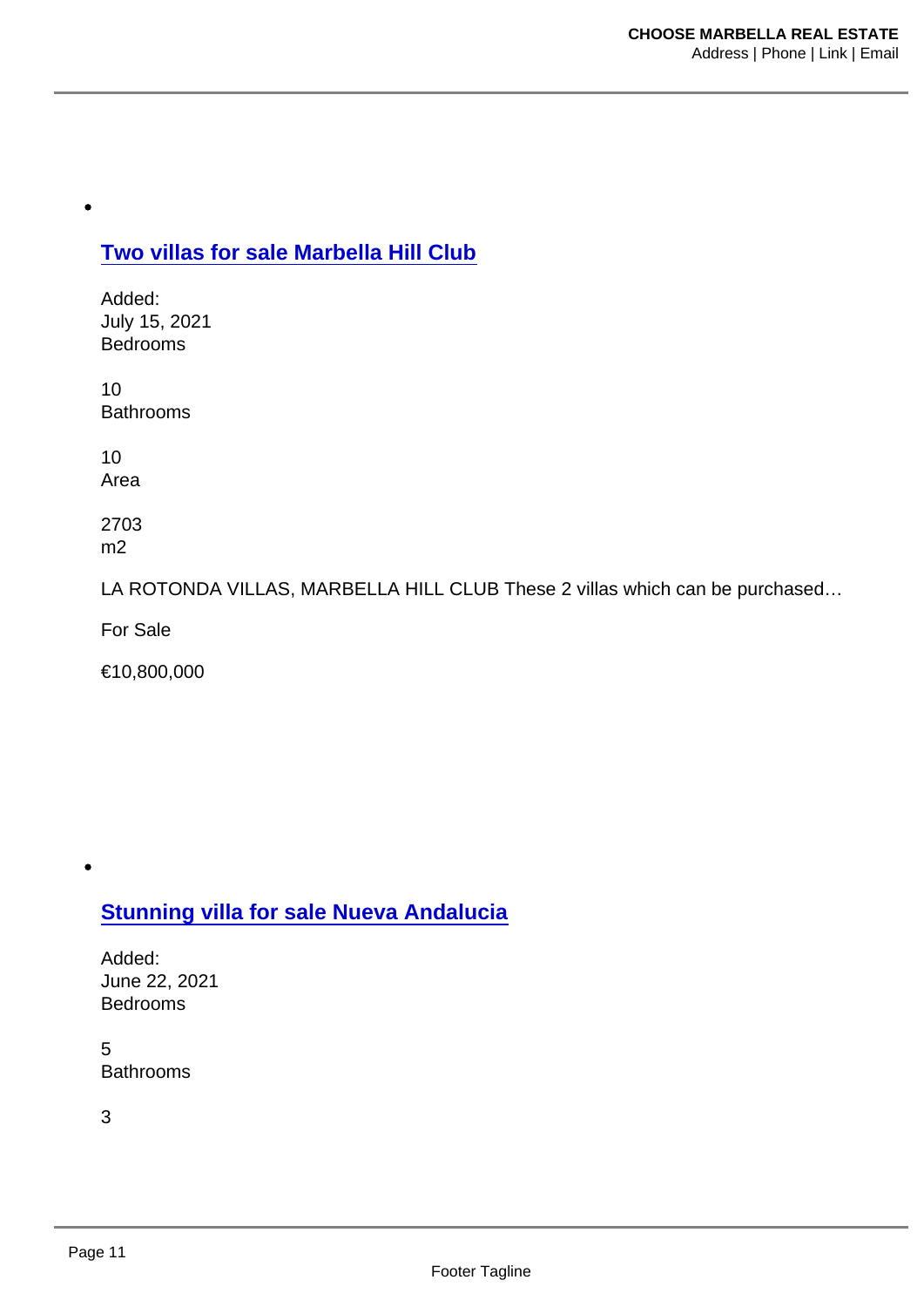- 

### [Two villas for sale Marbella Hill Club]

Added:
July 15, 2021
Bedrooms

10
Bathrooms

10
Area

2703
m2

LA ROTONDA VILLAS, MARBELLA HILL CLUB These 2 villas which can be purchased…

For Sale

€10,800,000

- 

### [Stunning villa for sale Nueva Andalucia]

Added:
June 22, 2021
Bedrooms

5
Bathrooms

3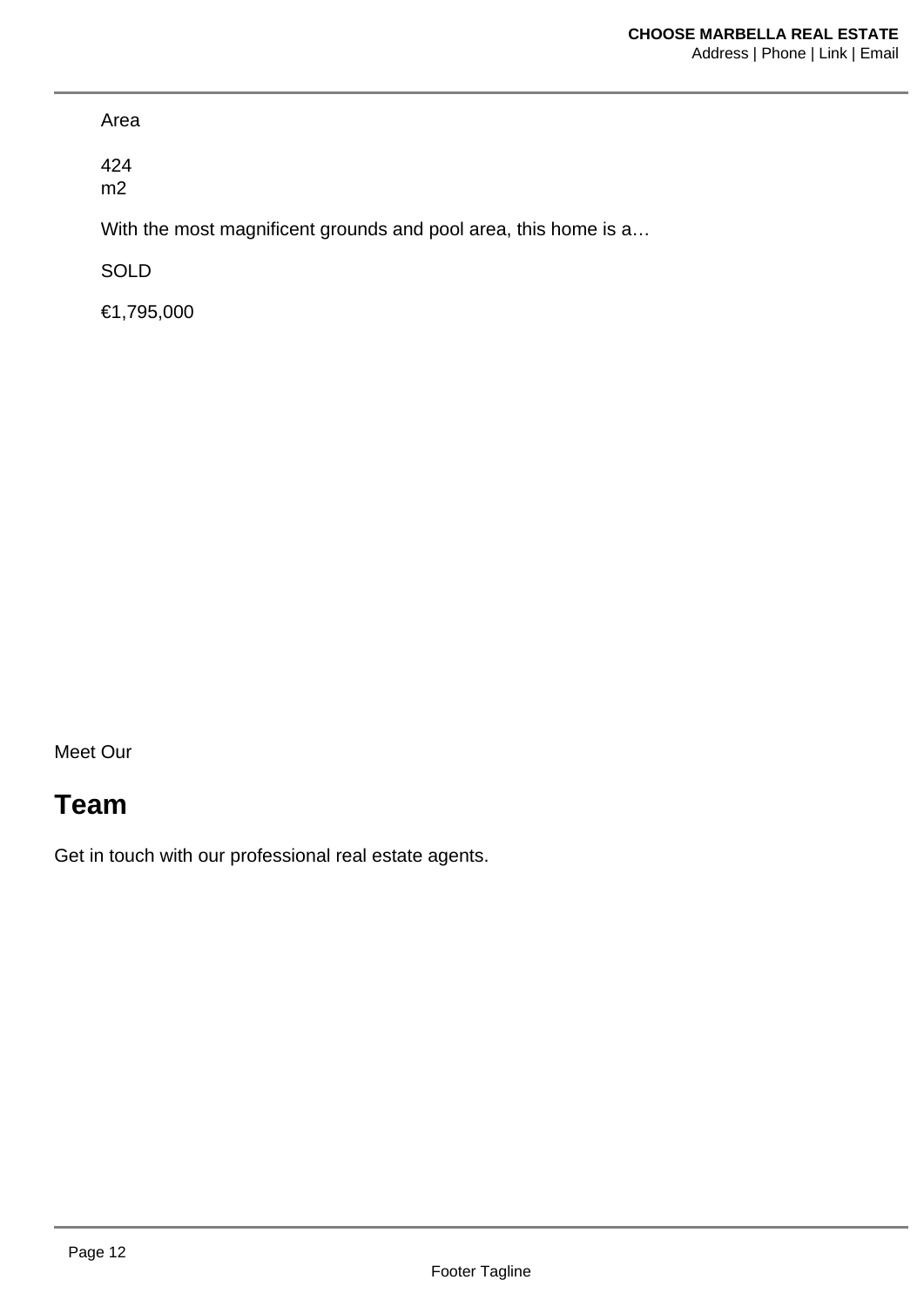Area

424
m2

With the most magnificent grounds and pool area, this home is a…

SOLD

€1,795,000

Meet Our

## Team

Get in touch with our professional real estate agents.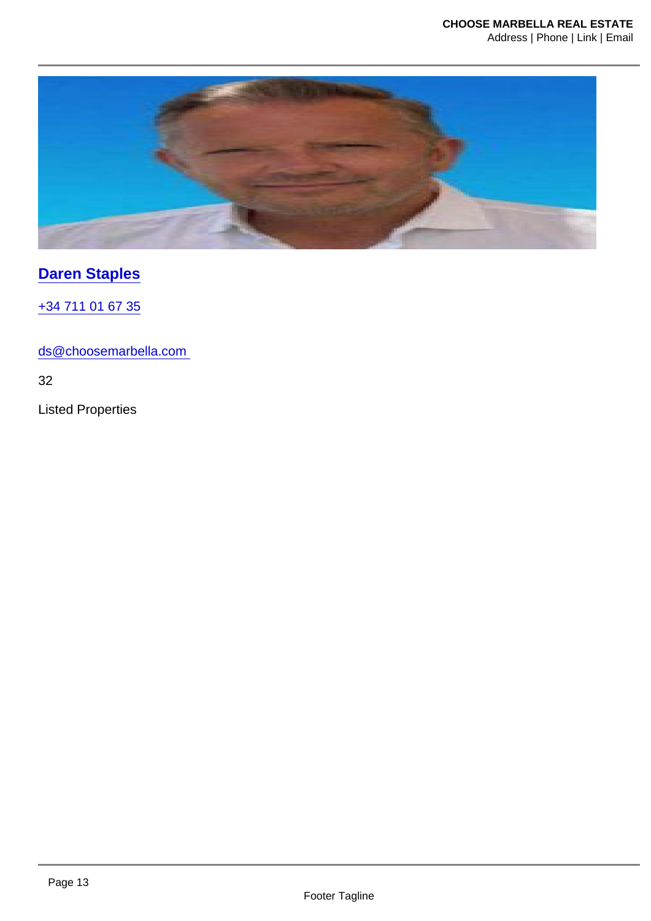## Daren Staples

+34 711 01 67 35

ds@choosemarbella.com

32

Listed Properties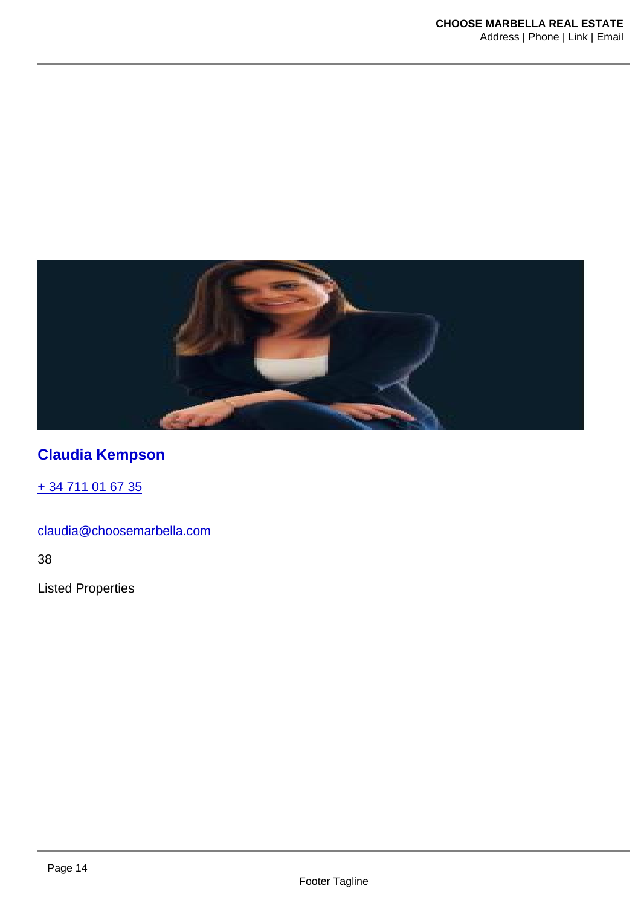## Claudia Kempson

+ 34 711 01 67 35

claudia@choosemarbella.com

38

Listed Properties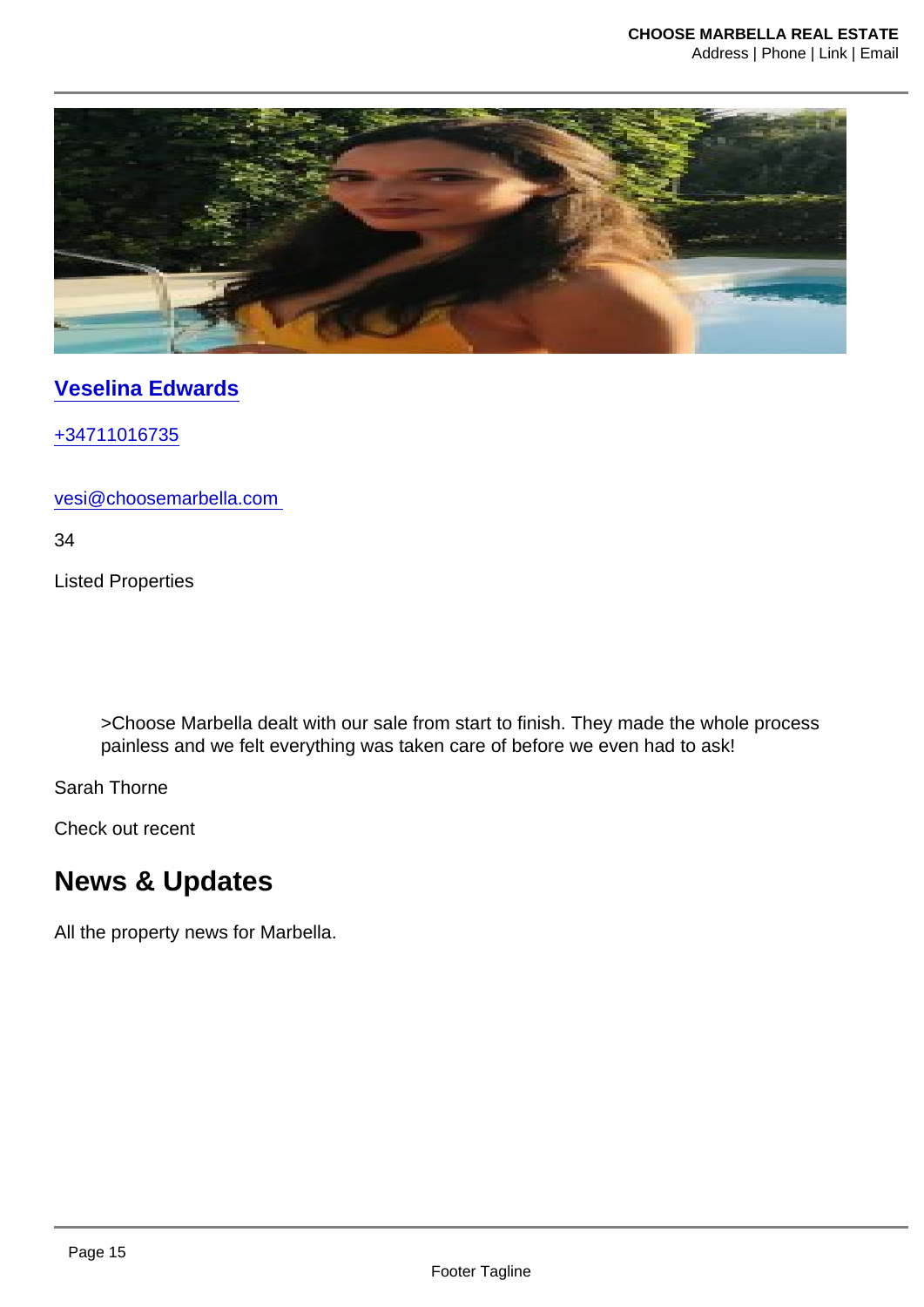[Veselina Edwards](#)

+34711016735

vesi@choosemarbella.com

34

Listed Properties

> >Choose Marbella dealt with our sale from start to finish. They made the whole process painless and we felt everything was taken care of before we even had to ask!

Sarah Thorne

Check out recent

## News & Updates

All the property news for Marbella.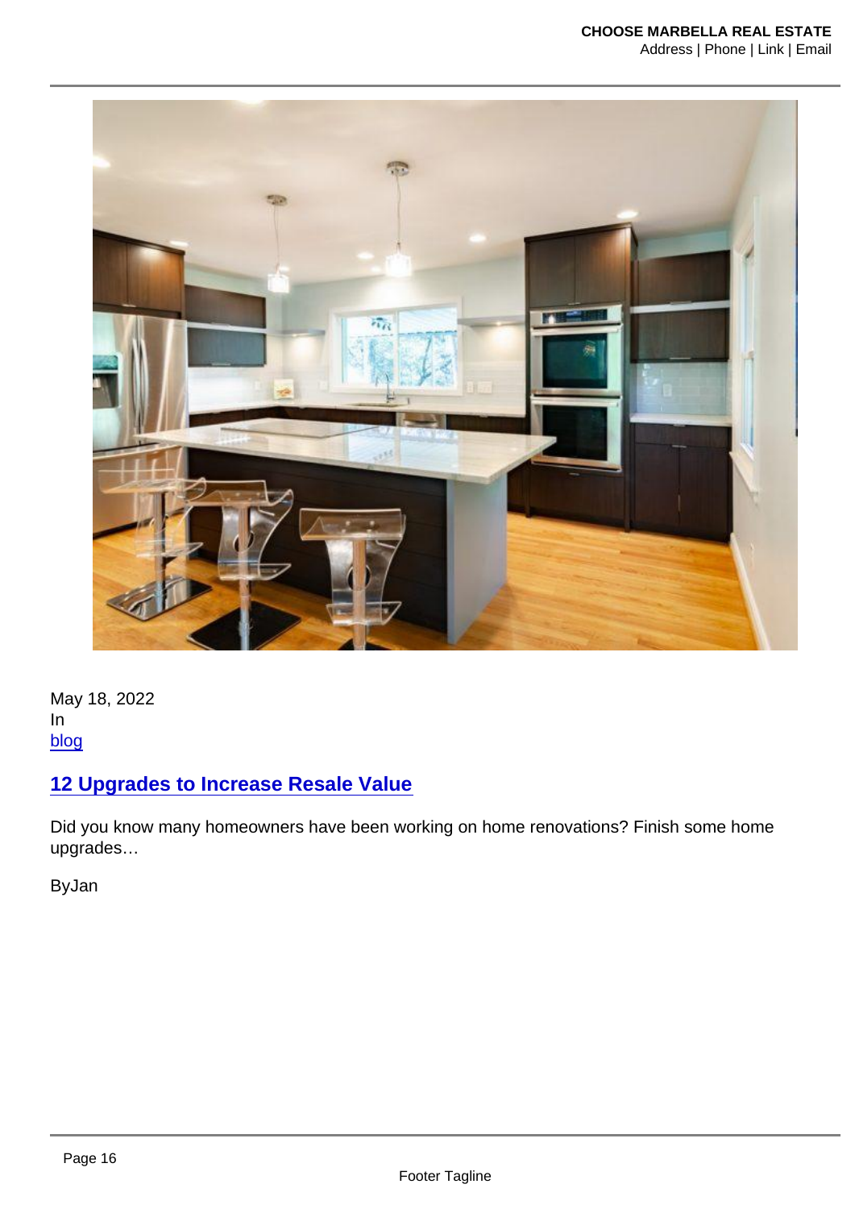May 18, 2022
In
[blog]

## [12 Upgrades to Increase Resale Value]

Did you know many homeowners have been working on home renovations? Finish some home upgrades…

ByJan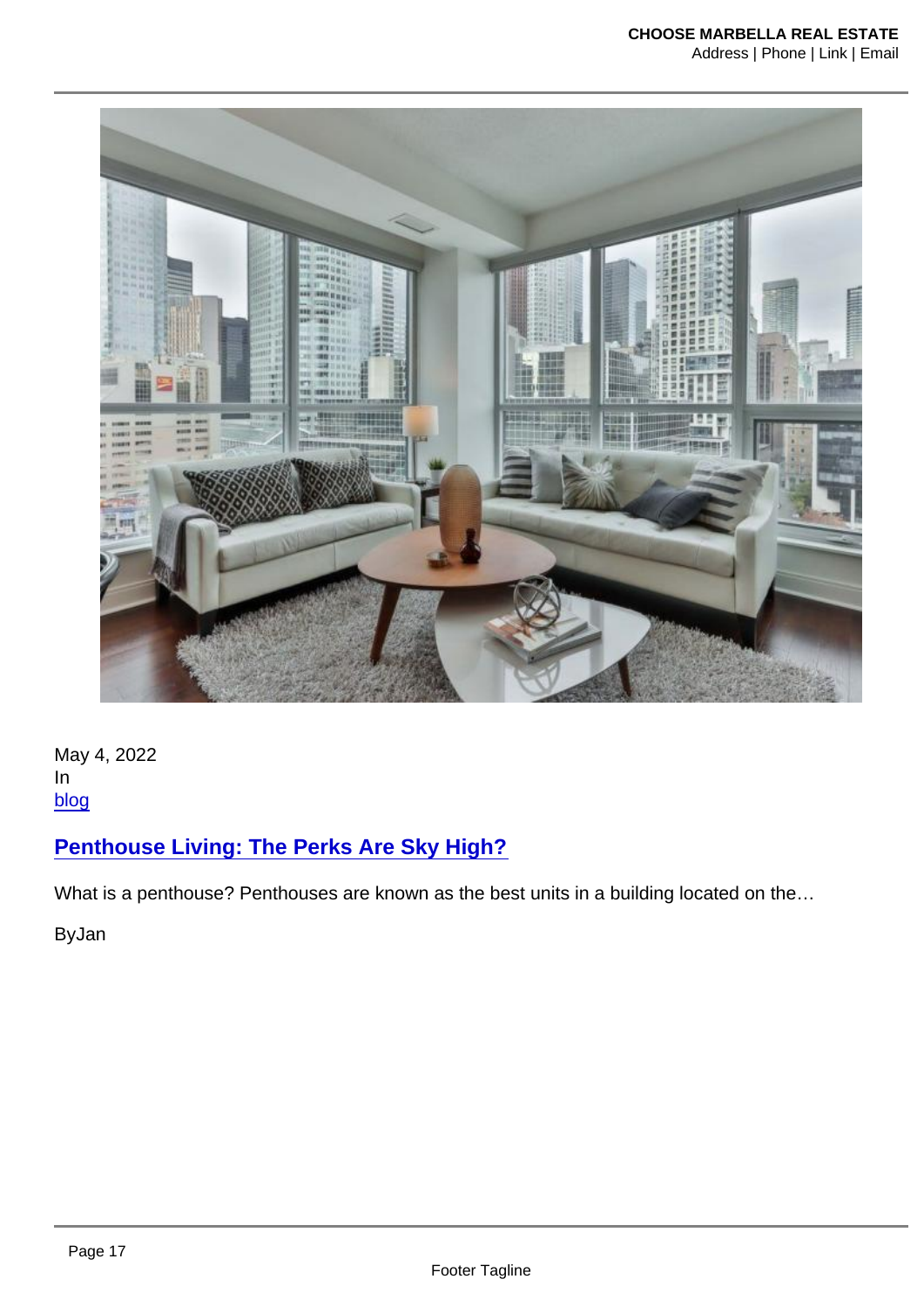May 4, 2022
In
[blog]

## [Penthouse Living: The Perks Are Sky High?]

What is a penthouse? Penthouses are known as the best units in a building located on the…

ByJan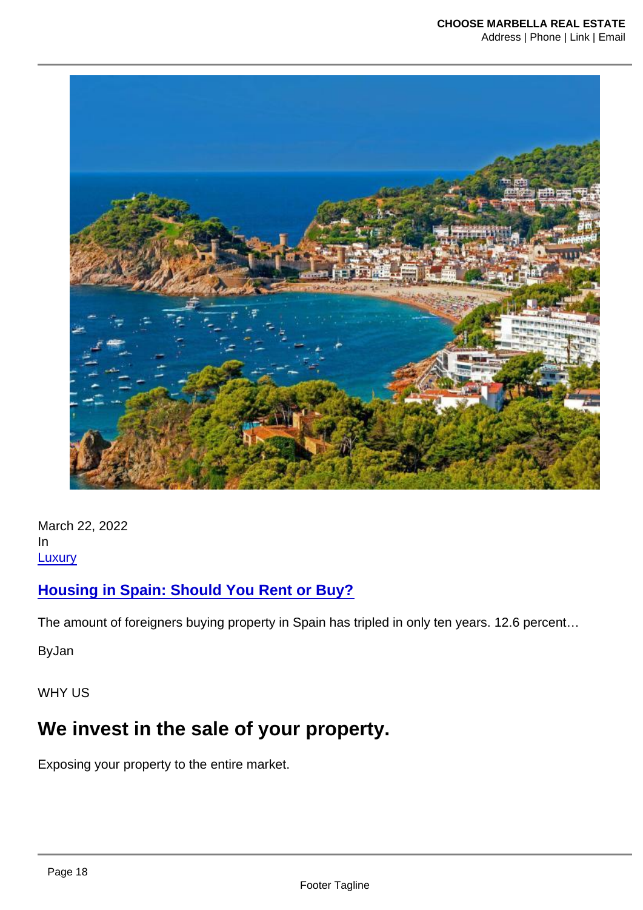March 22, 2022
In
[Luxury]

## [Housing in Spain: Should You Rent or Buy?]

The amount of foreigners buying property in Spain has tripled in only ten years. 12.6 percent…

ByJan

WHY US

# We invest in the sale of your property.

Exposing your property to the entire market.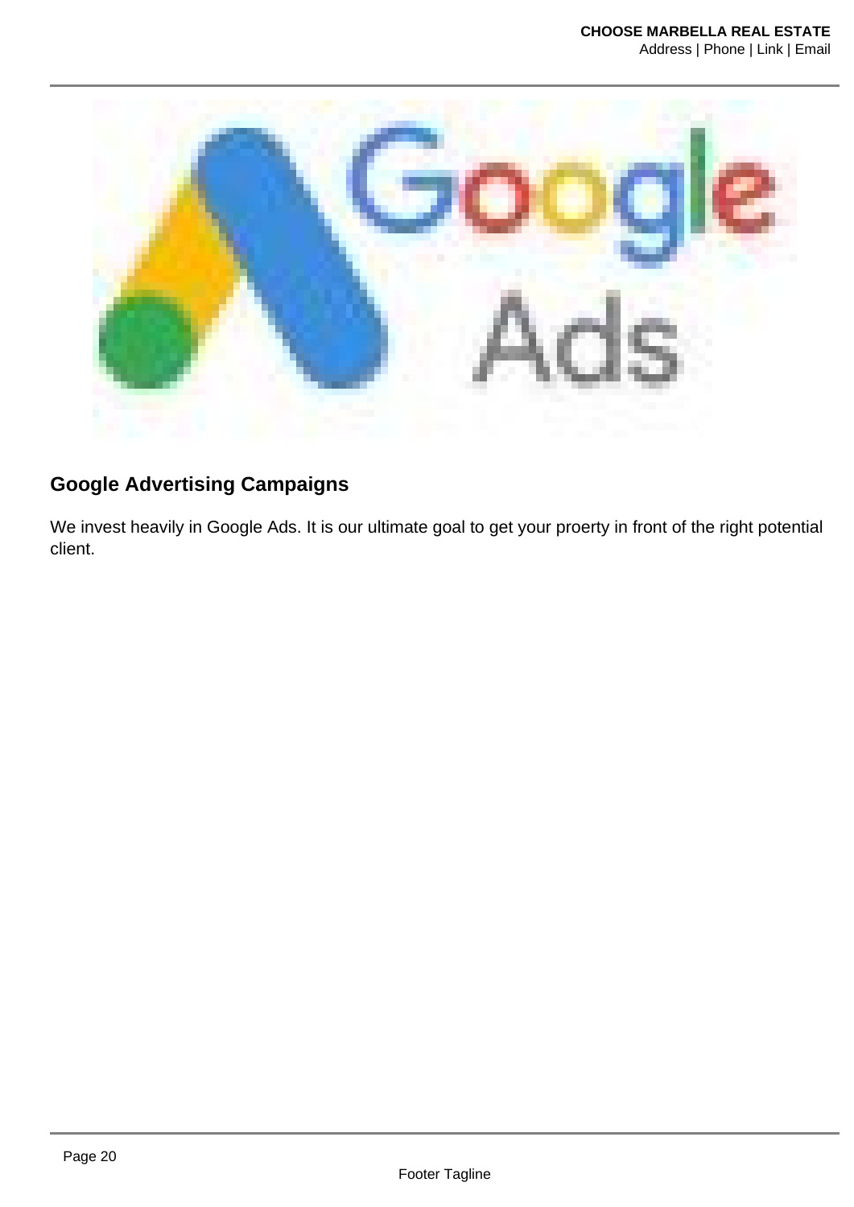## Google Advertising Campaigns

We invest heavily in Google Ads. It is our ultimate goal to get your proerty in front of the right potential client.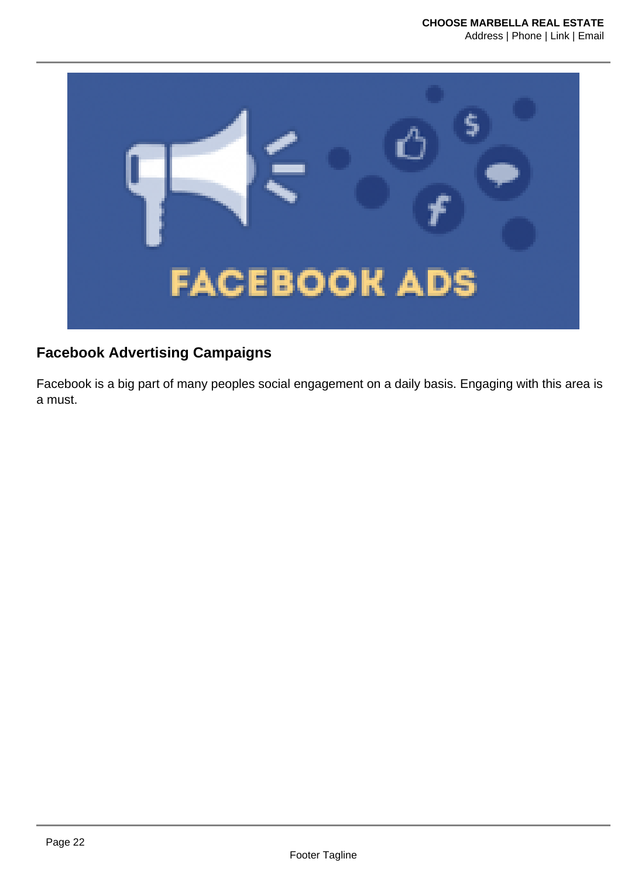## Facebook Advertising Campaigns

Facebook is a big part of many peoples social engagement on a daily basis. Engaging with this area is a must.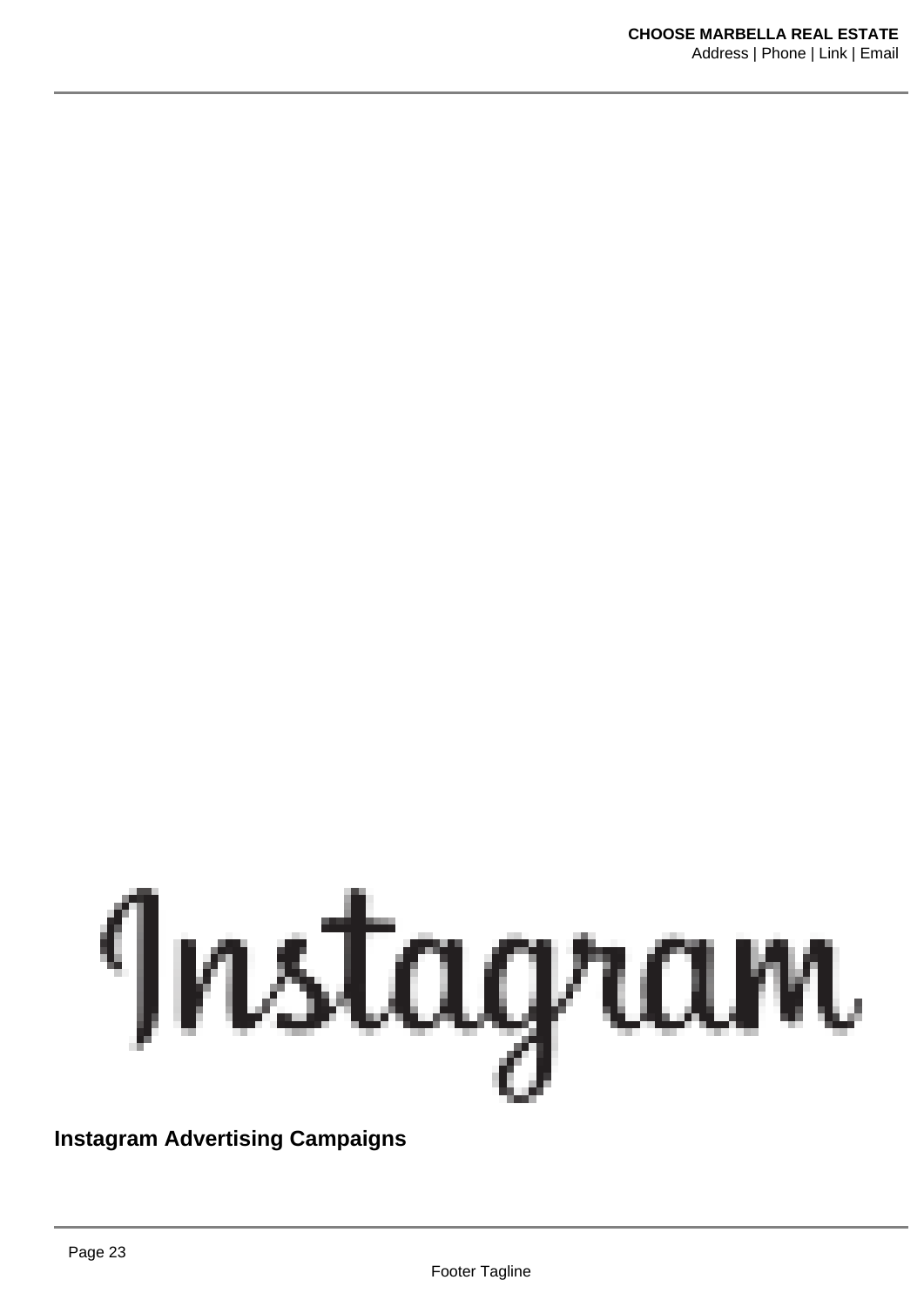Instagram

**Instagram Advertising Campaigns**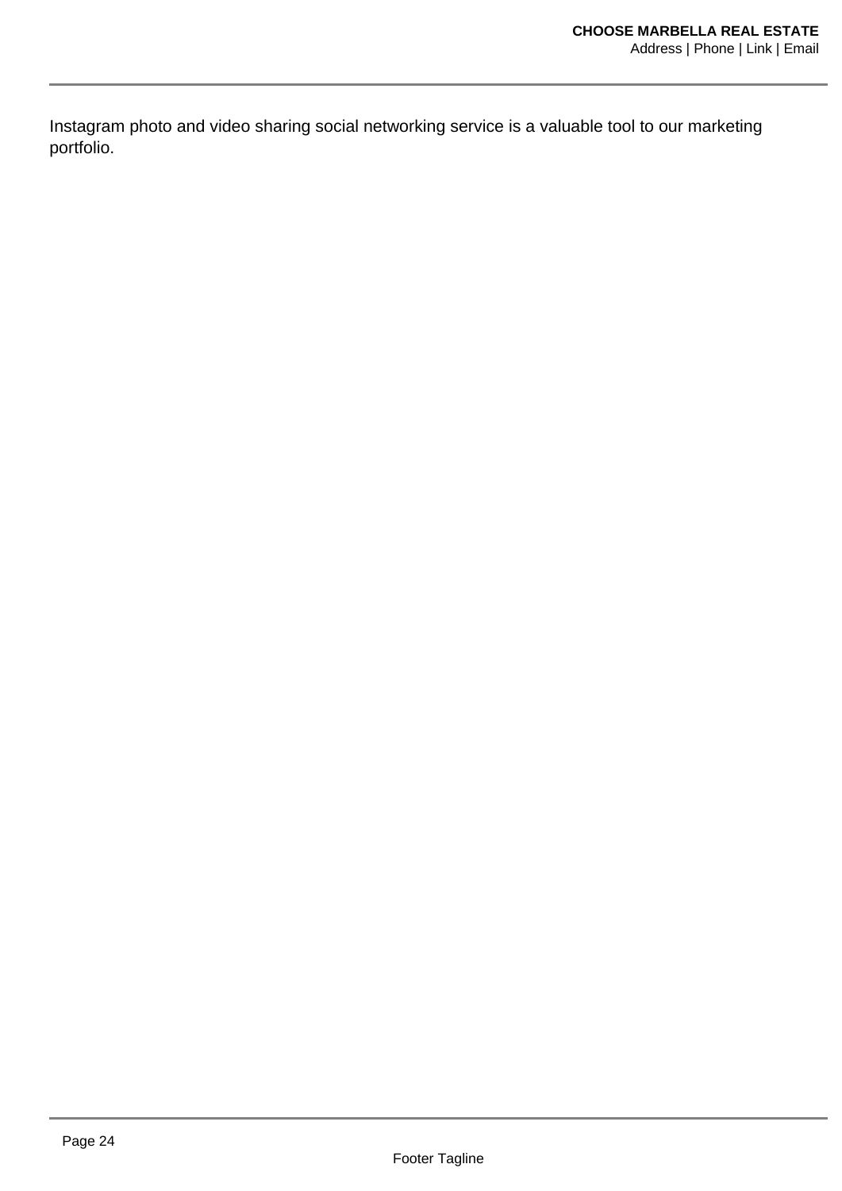Instagram photo and video sharing social networking service is a valuable tool to our marketing portfolio.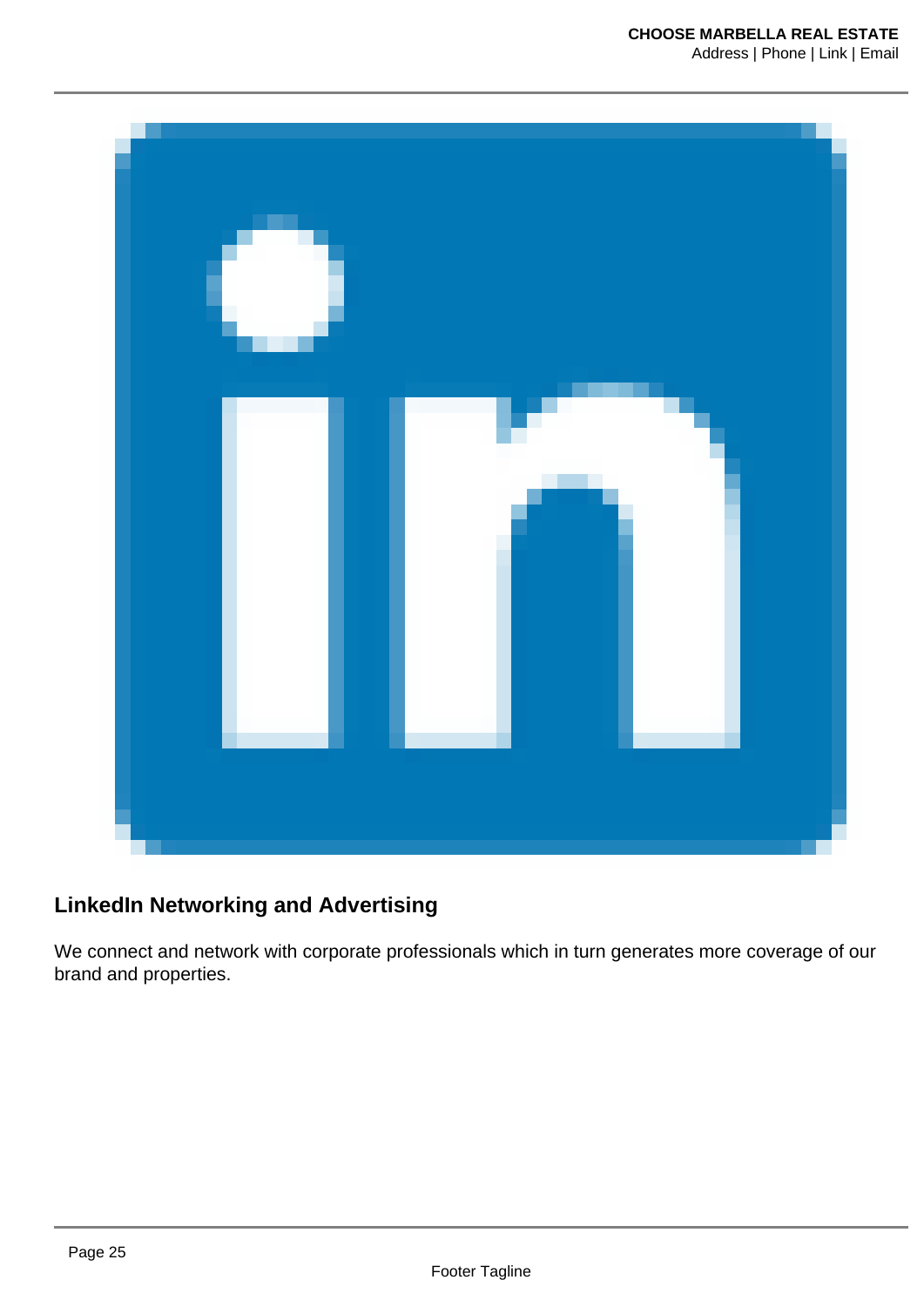## LinkedIn Networking and Advertising

We connect and network with corporate professionals which in turn generates more coverage of our brand and properties.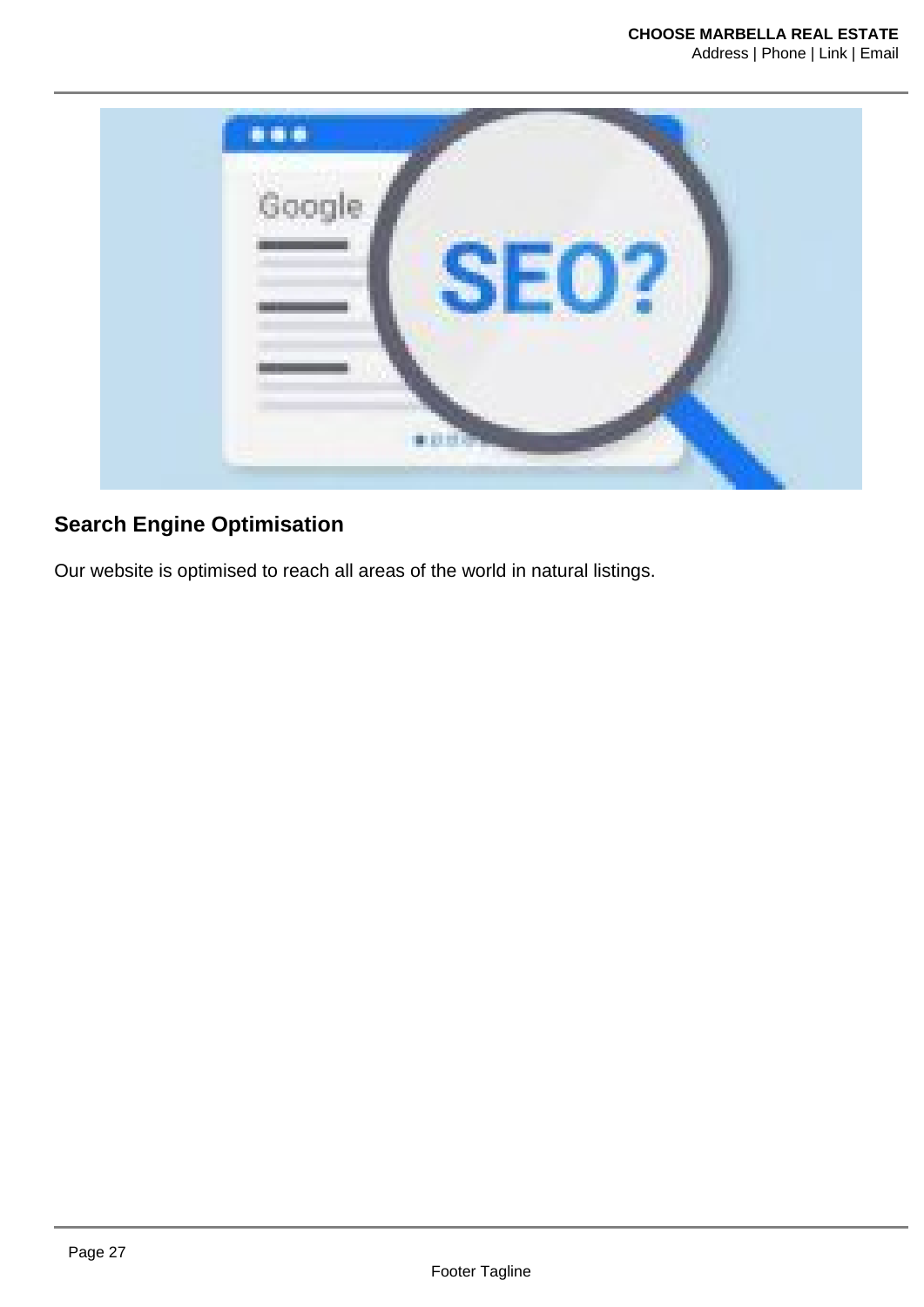## Search Engine Optimisation

Our website is optimised to reach all areas of the world in natural listings.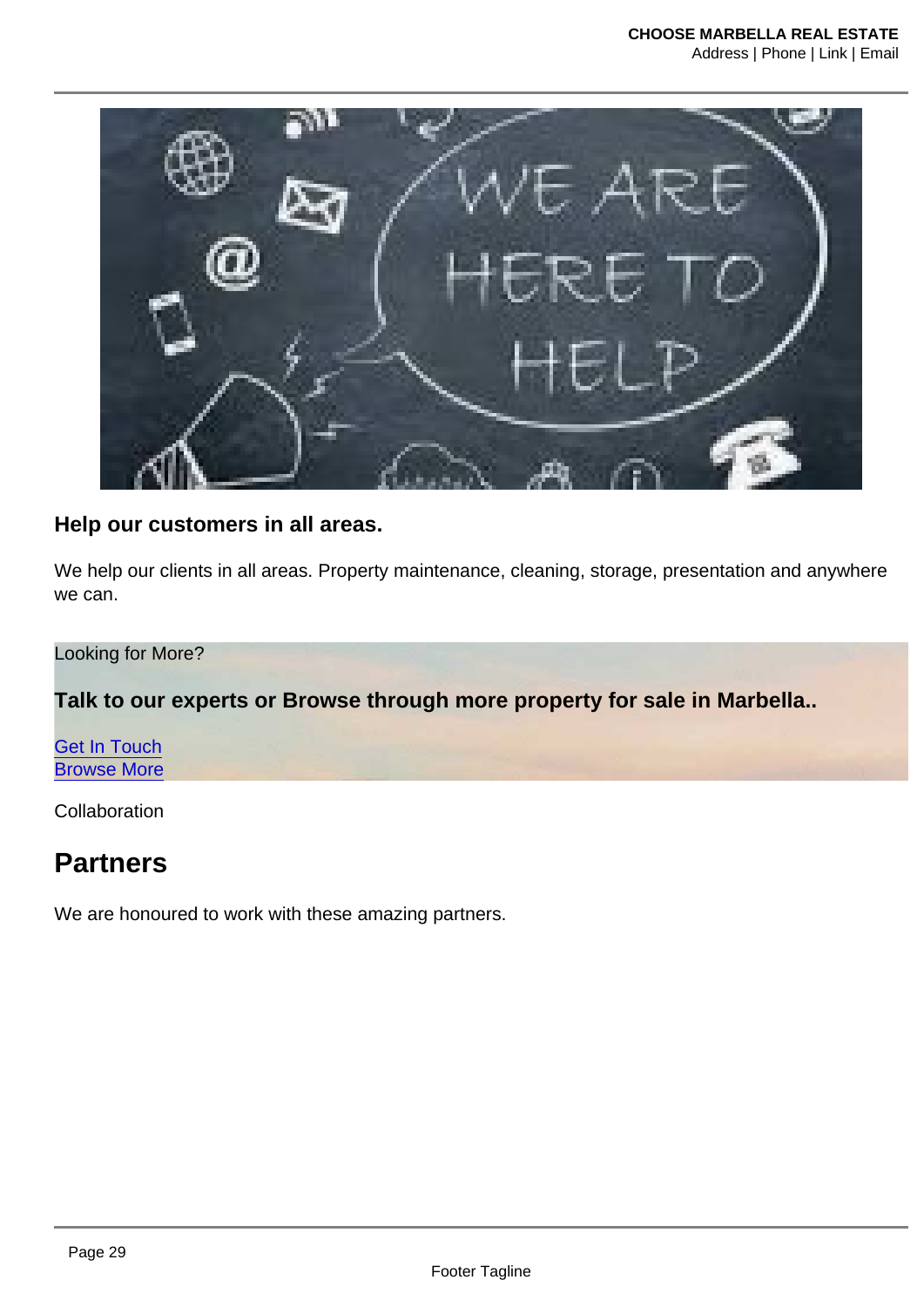## Help our customers in all areas.

We help our clients in all areas. Property maintenance, cleaning, storage, presentation and anywhere we can.

Looking for More?

**Talk to our experts or Browse through more property for sale in Marbella..**

Get In Touch
Browse More

Collaboration

# Partners

We are honoured to work with these amazing partners.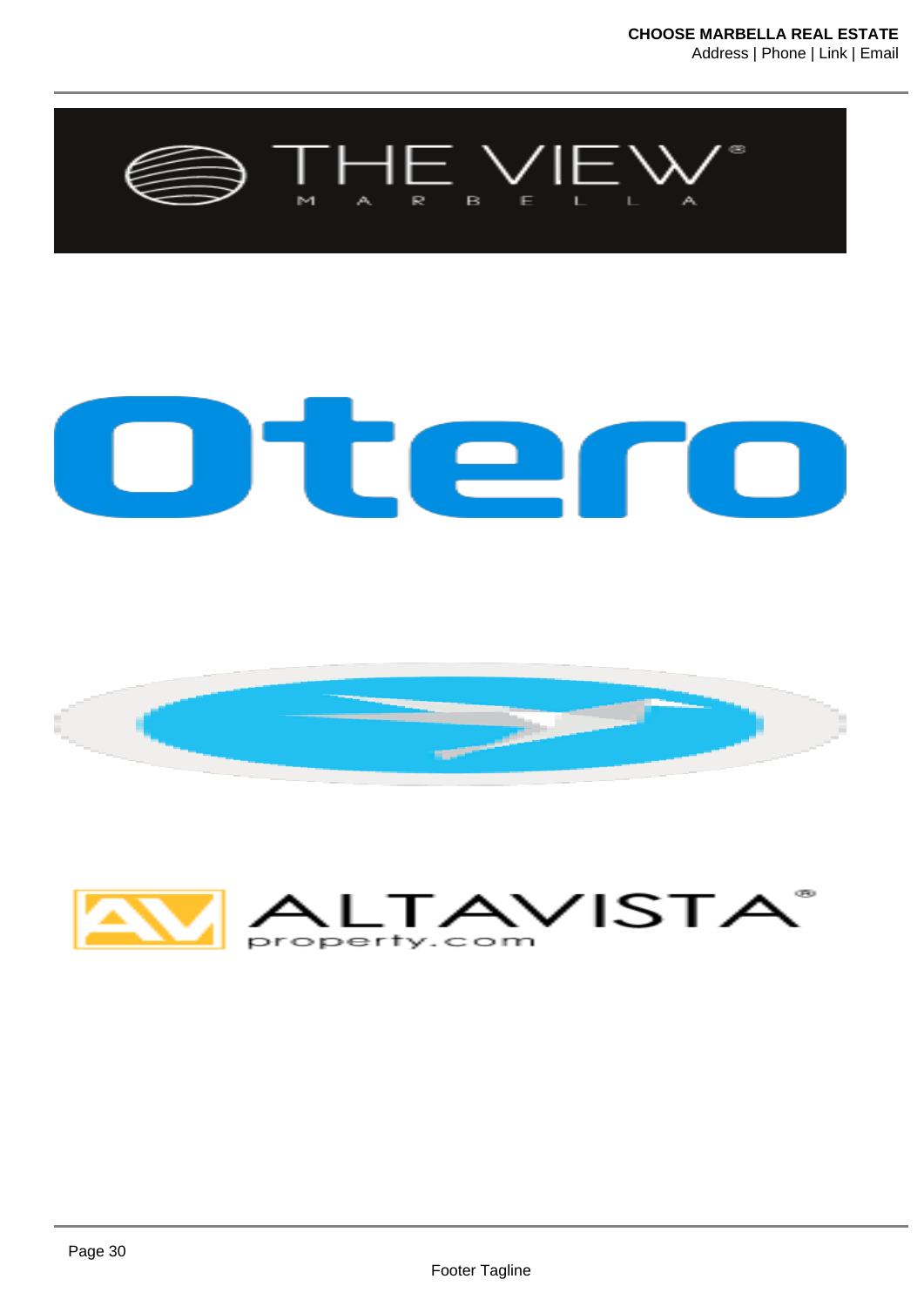THE VIEW®

MARBELLA

Otero

ALTAVISTA®

property.com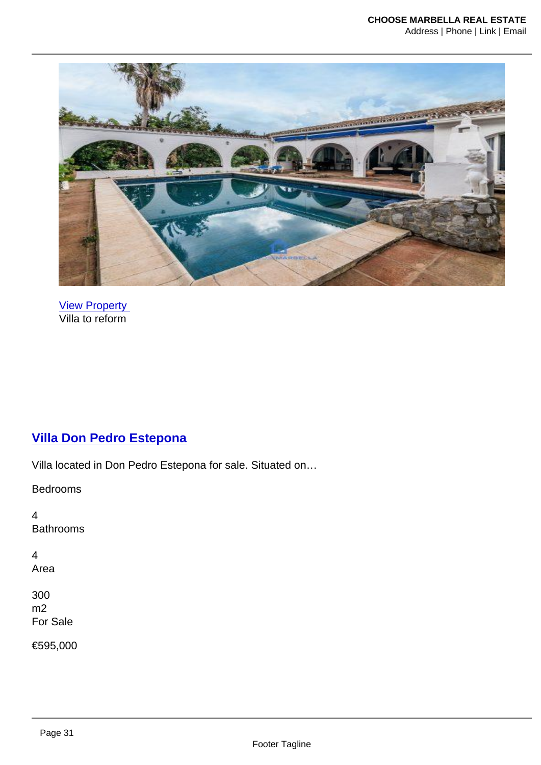View Property 
Villa to reform

## Villa Don Pedro Estepona

Villa located in Don Pedro Estepona for sale. Situated on…

Bedrooms

4
Bathrooms

4
Area

300
m2
For Sale

€595,000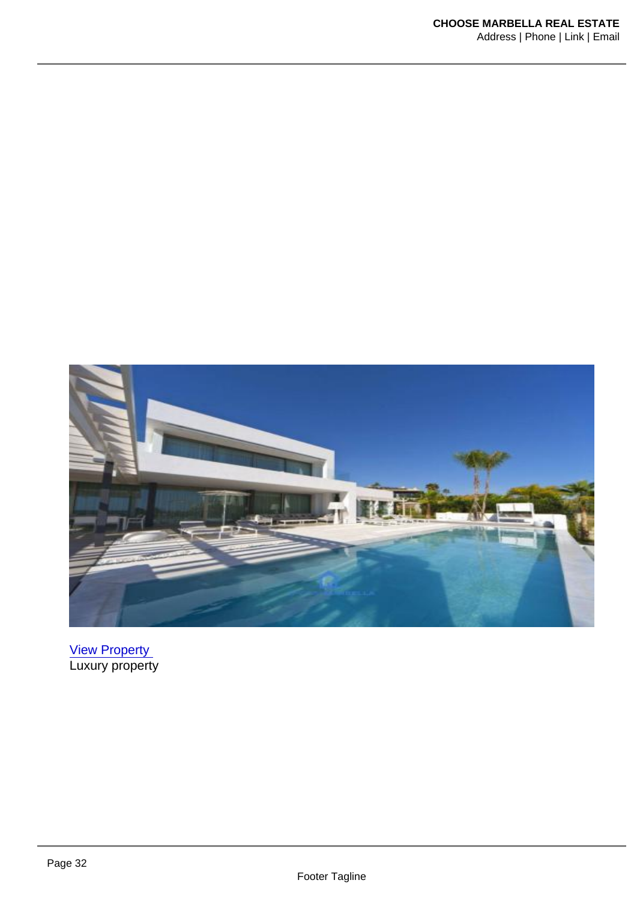[View Property](#)
Luxury property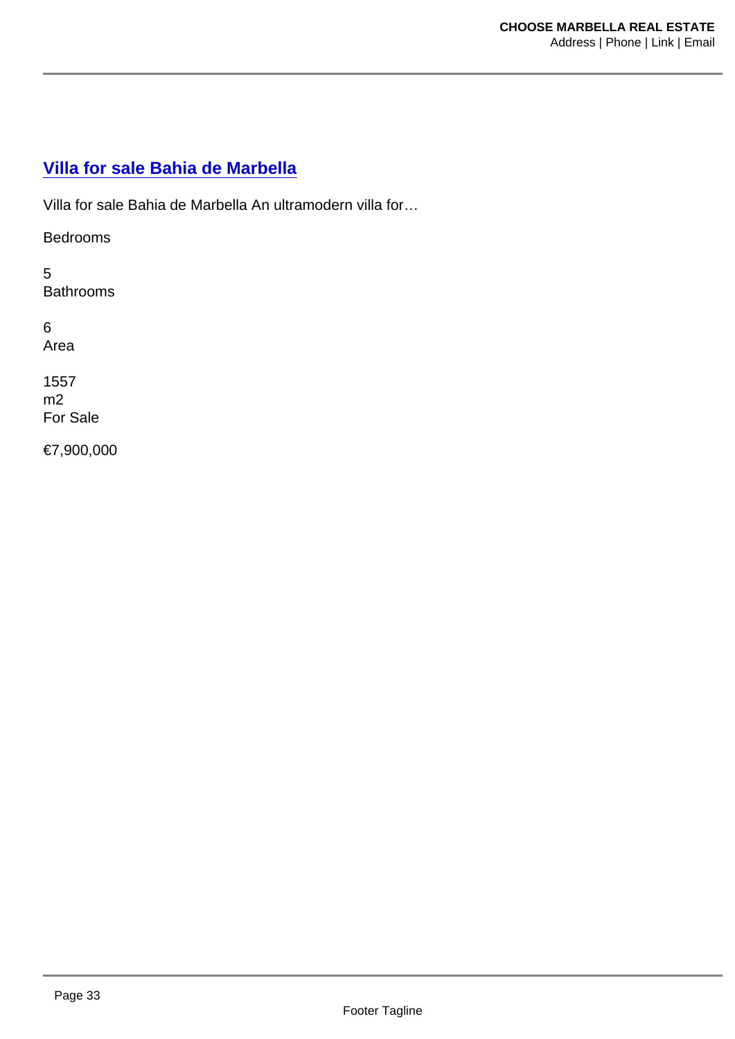## [Villa for sale Bahia de Marbella]

Villa for sale Bahia de Marbella An ultramodern villa for…

Bedrooms

5
Bathrooms

6
Area

1557
m2
For Sale

€7,900,000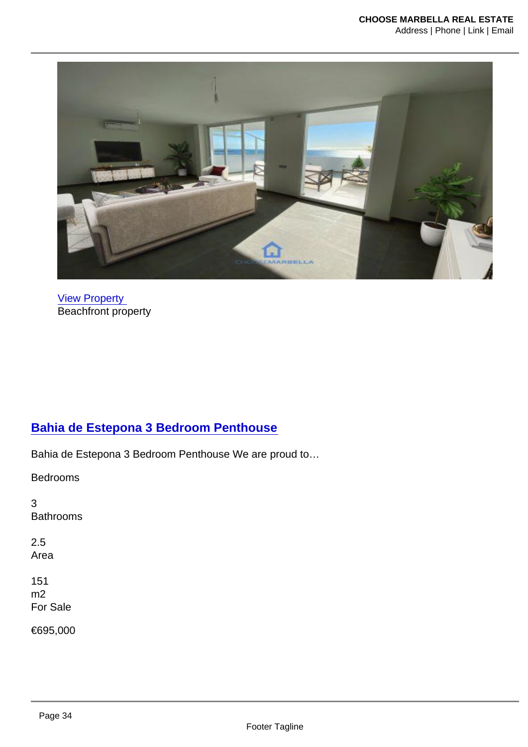View Property

Beachfront property

## Bahia de Estepona 3 Bedroom Penthouse

Bahia de Estepona 3 Bedroom Penthouse We are proud to…

Bedrooms

3

Bathrooms

2.5

Area

151

m2

For Sale

€695,000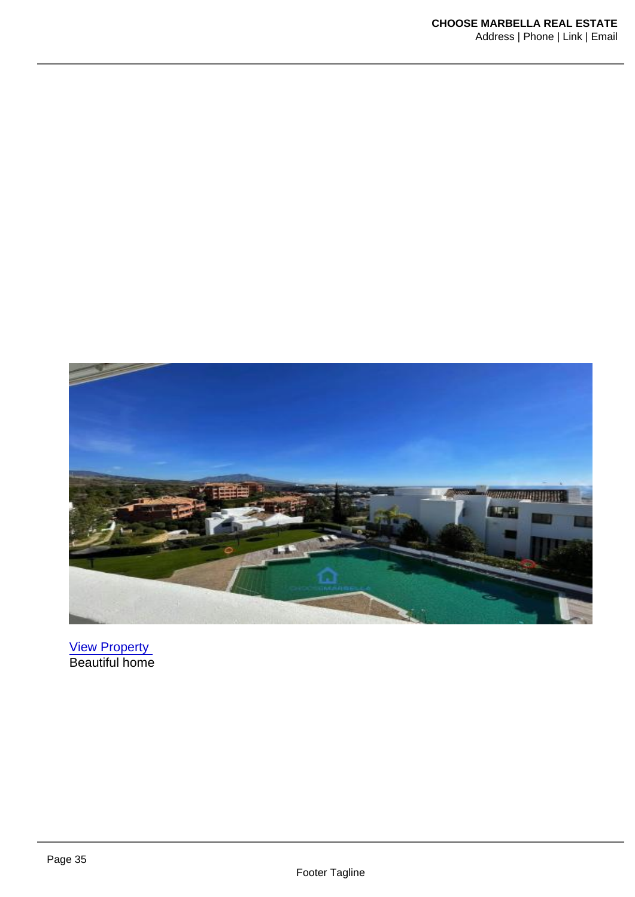View Property

Beautiful home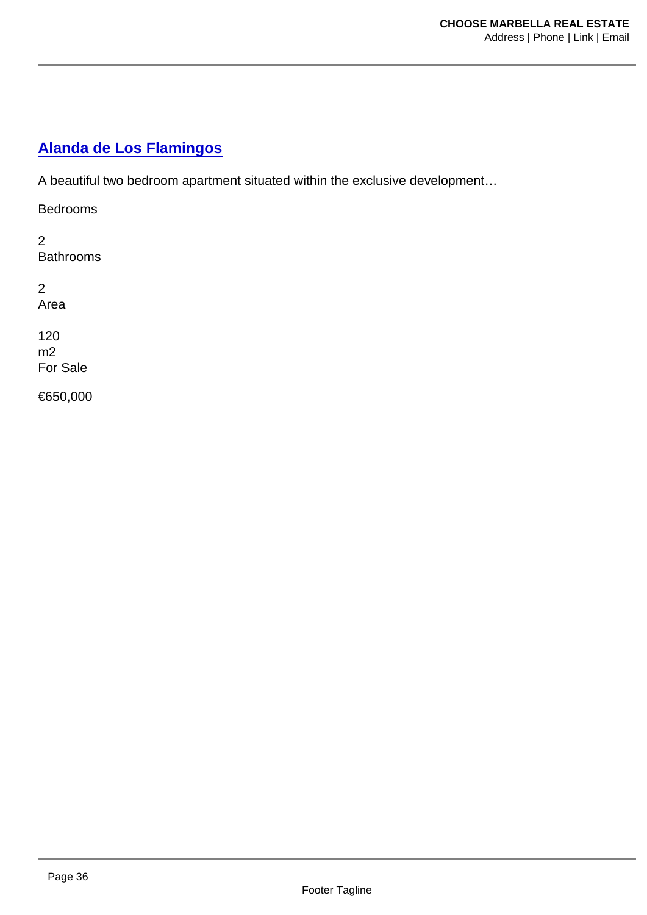## [Alanda de Los Flamingos]

A beautiful two bedroom apartment situated within the exclusive development…

Bedrooms

2
Bathrooms

2
Area

120
m2
For Sale

€650,000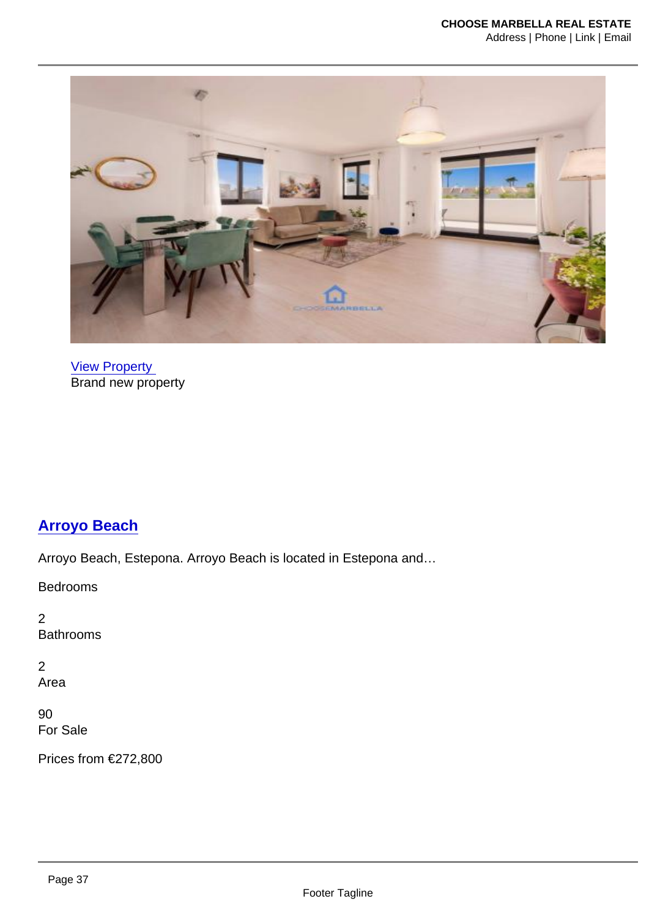[View Property](#)
Brand new property

## [Arroyo Beach](#)

Arroyo Beach, Estepona. Arroyo Beach is located in Estepona and…

Bedrooms

2
Bathrooms

2
Area

90
For Sale

Prices from €272,800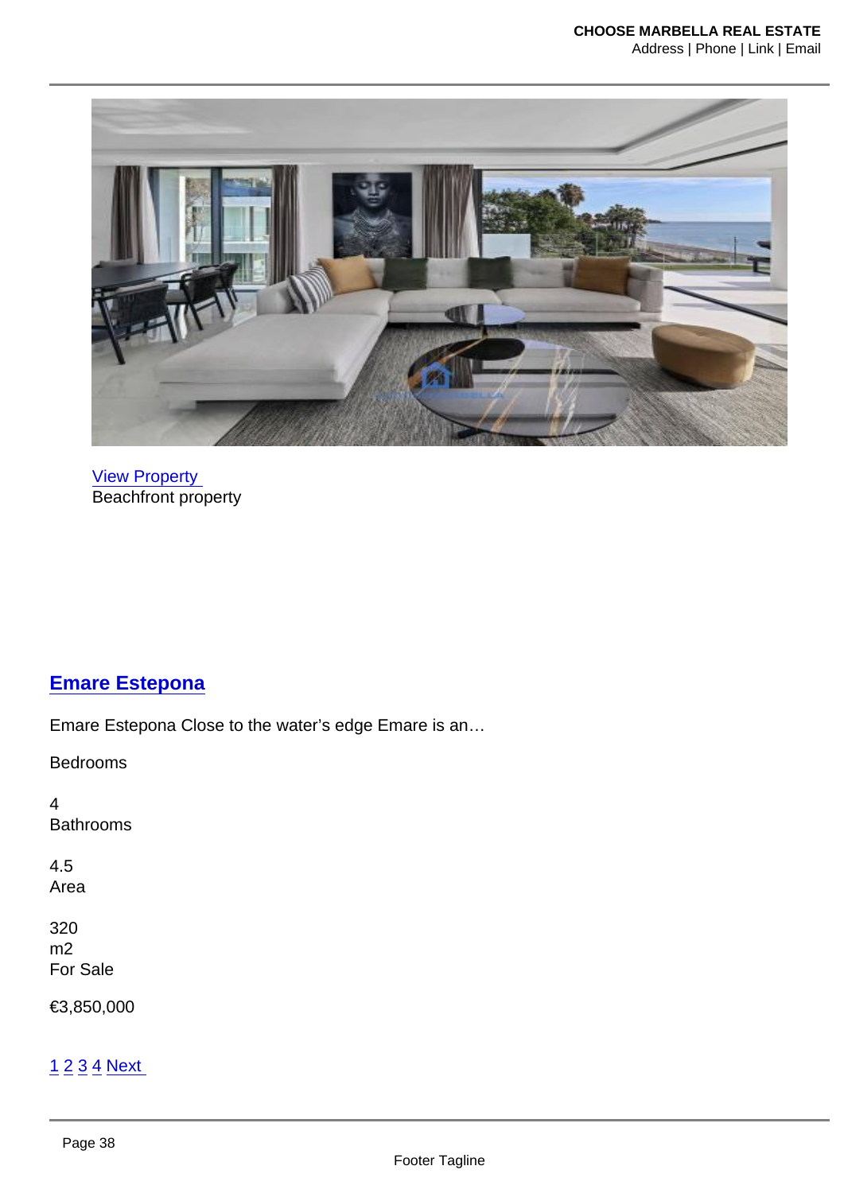View Property
Beachfront property

## Emare Estepona

Emare Estepona Close to the water’s edge Emare is an…

Bedrooms

4
Bathrooms

4.5
Area

320
m2
For Sale

€3,850,000

1 2 3 4 Next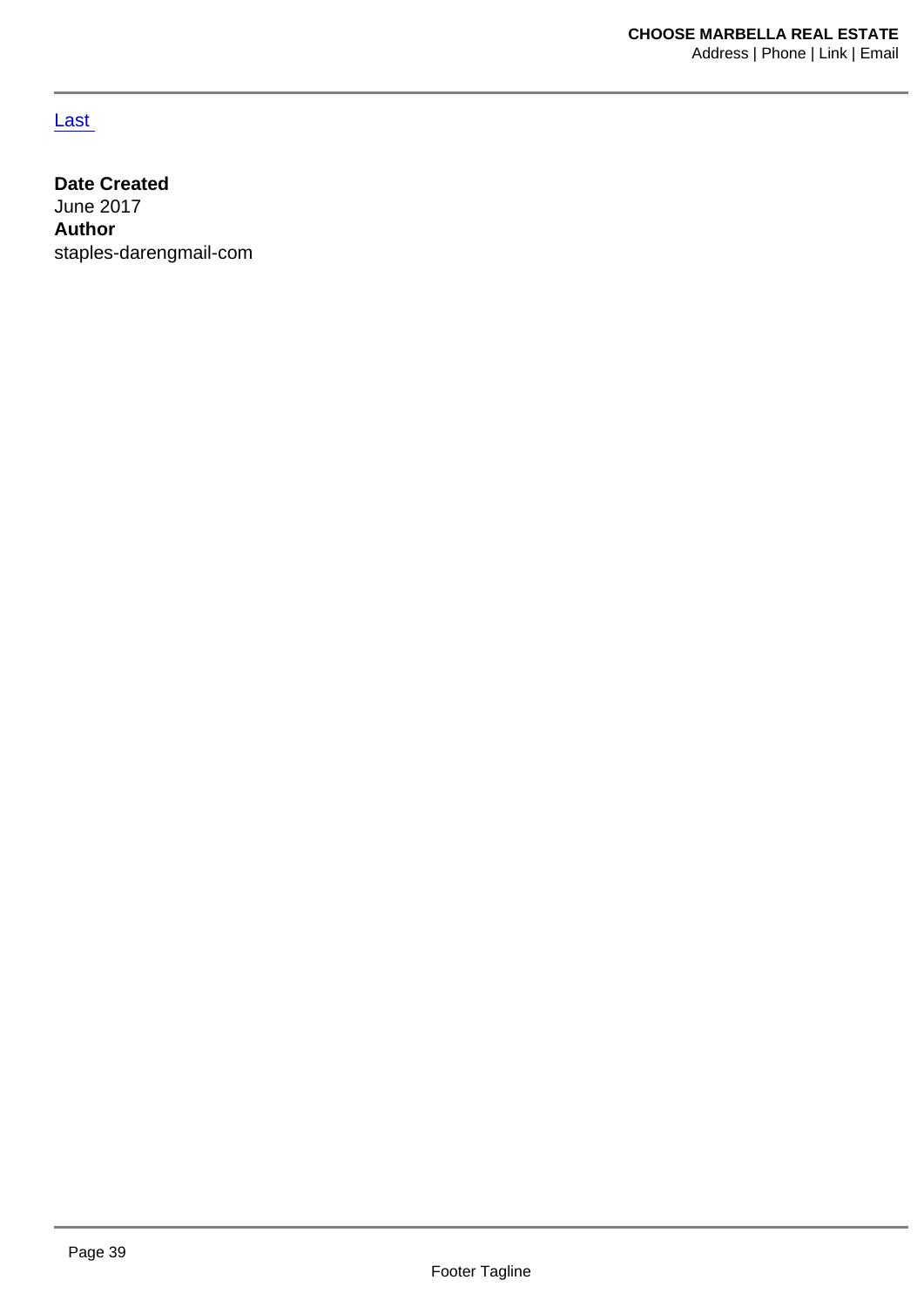Last

**Date Created**
June 2017
**Author**
staples-darengmail-com